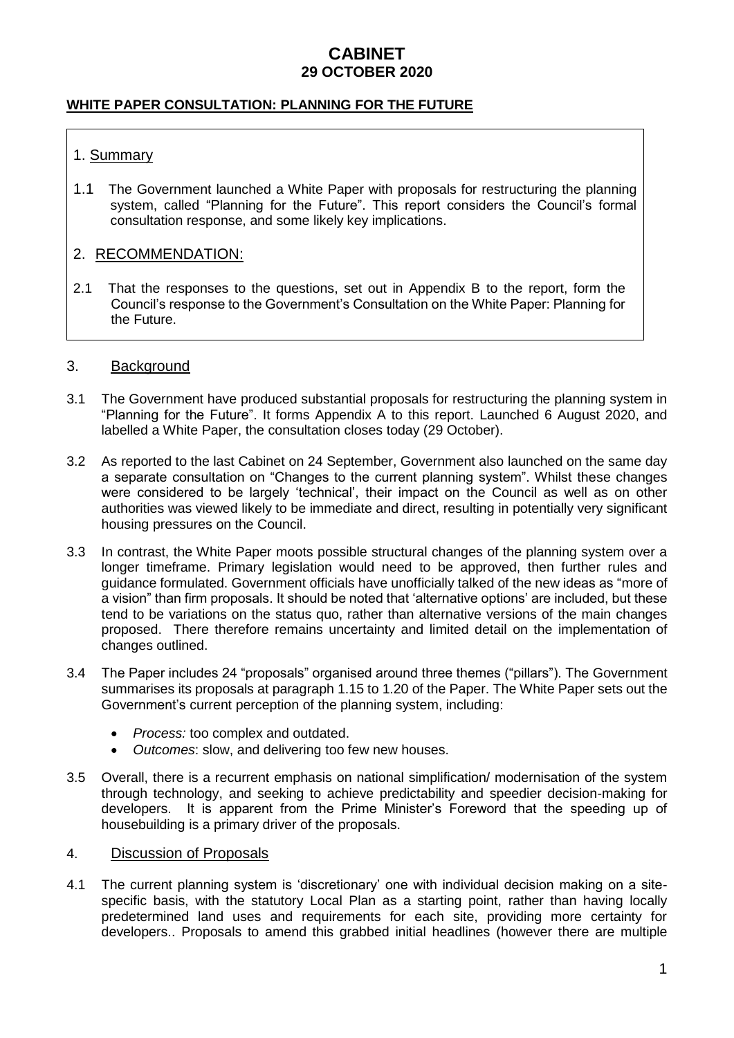# CABINET
## 29 OCTOBER 2020

**WHITE PAPER CONSULTATION: PLANNING FOR THE FUTURE**

## 1. Summary

1.1 The Government launched a White Paper with proposals for restructuring the planning system, called "Planning for the Future". This report considers the Council's formal consultation response, and some likely key implications.

## 2. RECOMMENDATION:

2.1 That the responses to the questions, set out in Appendix B to the report, form the Council's response to the Government's Consultation on the White Paper: Planning for the Future.

## 3. Background

3.1 The Government have produced substantial proposals for restructuring the planning system in "Planning for the Future". It forms Appendix A to this report. Launched 6 August 2020, and labelled a White Paper, the consultation closes today (29 October).

3.2 As reported to the last Cabinet on 24 September, Government also launched on the same day a separate consultation on "Changes to the current planning system". Whilst these changes were considered to be largely 'technical', their impact on the Council as well as on other authorities was viewed likely to be immediate and direct, resulting in potentially very significant housing pressures on the Council.

3.3 In contrast, the White Paper moots possible structural changes of the planning system over a longer timeframe. Primary legislation would need to be approved, then further rules and guidance formulated. Government officials have unofficially talked of the new ideas as "more of a vision" than firm proposals. It should be noted that 'alternative options' are included, but these tend to be variations on the status quo, rather than alternative versions of the main changes proposed. There therefore remains uncertainty and limited detail on the implementation of changes outlined.

3.4 The Paper includes 24 "proposals" organised around three themes ("pillars"). The Government summarises its proposals at paragraph 1.15 to 1.20 of the Paper. The White Paper sets out the Government's current perception of the planning system, including:

- *Process:* too complex and outdated.
- *Outcomes*: slow, and delivering too few new houses.

3.5 Overall, there is a recurrent emphasis on national simplification/ modernisation of the system through technology, and seeking to achieve predictability and speedier decision-making for developers. It is apparent from the Prime Minister's Foreword that the speeding up of housebuilding is a primary driver of the proposals.

## 4. Discussion of Proposals

4.1 The current planning system is 'discretionary' one with individual decision making on a site-specific basis, with the statutory Local Plan as a starting point, rather than having locally predetermined land uses and requirements for each site, providing more certainty for developers.. Proposals to amend this grabbed initial headlines (however there are multiple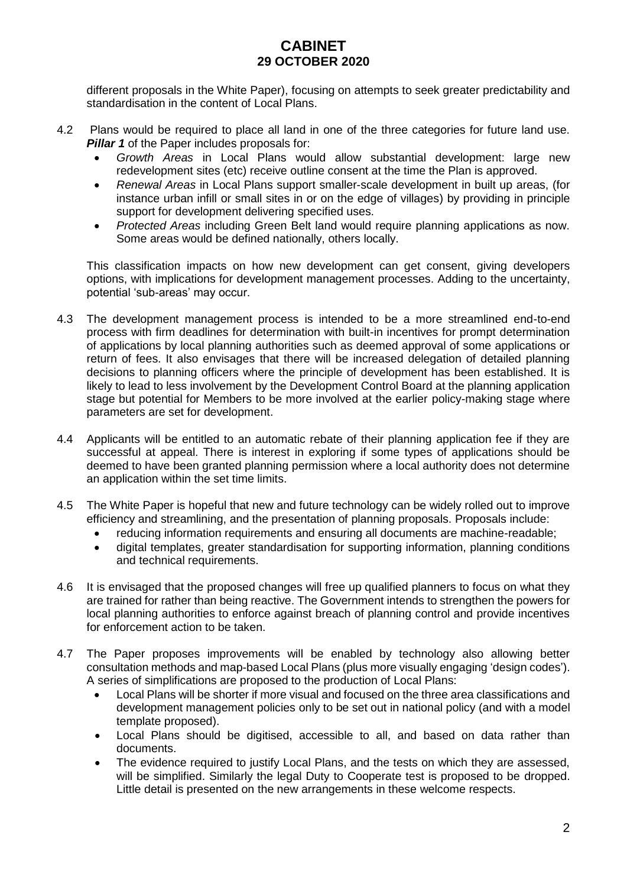different proposals in the White Paper), focusing on attempts to seek greater predictability and standardisation in the content of Local Plans.

4.2 Plans would be required to place all land in one of the three categories for future land use. ***Pillar 1*** of the Paper includes proposals for:

- *Growth Areas* in Local Plans would allow substantial development: large new redevelopment sites (etc) receive outline consent at the time the Plan is approved.
- *Renewal Areas* in Local Plans support smaller-scale development in built up areas, (for instance urban infill or small sites in or on the edge of villages) by providing in principle support for development delivering specified uses.
- *Protected Areas* including Green Belt land would require planning applications as now. Some areas would be defined nationally, others locally.

This classification impacts on how new development can get consent, giving developers options, with implications for development management processes. Adding to the uncertainty, potential 'sub-areas' may occur.

4.3 The development management process is intended to be a more streamlined end-to-end process with firm deadlines for determination with built-in incentives for prompt determination of applications by local planning authorities such as deemed approval of some applications or return of fees. It also envisages that there will be increased delegation of detailed planning decisions to planning officers where the principle of development has been established. It is likely to lead to less involvement by the Development Control Board at the planning application stage but potential for Members to be more involved at the earlier policy-making stage where parameters are set for development.

4.4 Applicants will be entitled to an automatic rebate of their planning application fee if they are successful at appeal. There is interest in exploring if some types of applications should be deemed to have been granted planning permission where a local authority does not determine an application within the set time limits.

4.5 The White Paper is hopeful that new and future technology can be widely rolled out to improve efficiency and streamlining, and the presentation of planning proposals. Proposals include:

- reducing information requirements and ensuring all documents are machine-readable;
- digital templates, greater standardisation for supporting information, planning conditions and technical requirements.

4.6 It is envisaged that the proposed changes will free up qualified planners to focus on what they are trained for rather than being reactive. The Government intends to strengthen the powers for local planning authorities to enforce against breach of planning control and provide incentives for enforcement action to be taken.

4.7 The Paper proposes improvements will be enabled by technology also allowing better consultation methods and map-based Local Plans (plus more visually engaging 'design codes'). A series of simplifications are proposed to the production of Local Plans:

- Local Plans will be shorter if more visual and focused on the three area classifications and development management policies only to be set out in national policy (and with a model template proposed).
- Local Plans should be digitised, accessible to all, and based on data rather than documents.
- The evidence required to justify Local Plans, and the tests on which they are assessed, will be simplified. Similarly the legal Duty to Cooperate test is proposed to be dropped. Little detail is presented on the new arrangements in these welcome respects.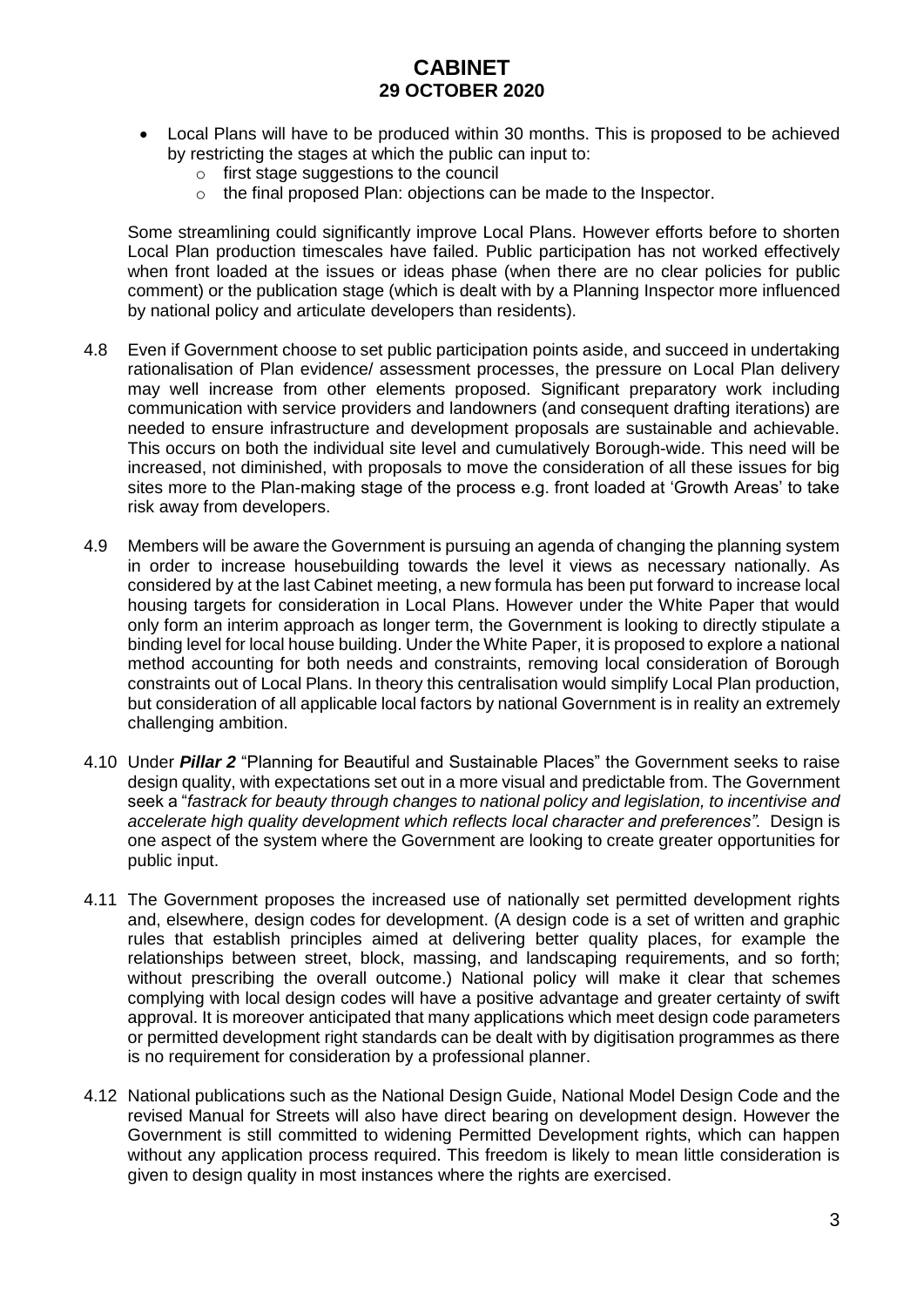- Local Plans will have to be produced within 30 months. This is proposed to be achieved by restricting the stages at which the public can input to:
  - first stage suggestions to the council
  - the final proposed Plan: objections can be made to the Inspector.

Some streamlining could significantly improve Local Plans. However efforts before to shorten Local Plan production timescales have failed. Public participation has not worked effectively when front loaded at the issues or ideas phase (when there are no clear policies for public comment) or the publication stage (which is dealt with by a Planning Inspector more influenced by national policy and articulate developers than residents).

4.8 Even if Government choose to set public participation points aside, and succeed in undertaking rationalisation of Plan evidence/ assessment processes, the pressure on Local Plan delivery may well increase from other elements proposed. Significant preparatory work including communication with service providers and landowners (and consequent drafting iterations) are needed to ensure infrastructure and development proposals are sustainable and achievable. This occurs on both the individual site level and cumulatively Borough-wide. This need will be increased, not diminished, with proposals to move the consideration of all these issues for big sites more to the Plan-making stage of the process e.g. front loaded at 'Growth Areas' to take risk away from developers.

4.9 Members will be aware the Government is pursuing an agenda of changing the planning system in order to increase housebuilding towards the level it views as necessary nationally. As considered by at the last Cabinet meeting, a new formula has been put forward to increase local housing targets for consideration in Local Plans. However under the White Paper that would only form an interim approach as longer term, the Government is looking to directly stipulate a binding level for local house building. Under the White Paper, it is proposed to explore a national method accounting for both needs and constraints, removing local consideration of Borough constraints out of Local Plans. In theory this centralisation would simplify Local Plan production, but consideration of all applicable local factors by national Government is in reality an extremely challenging ambition.

4.10 Under ***Pillar 2*** "Planning for Beautiful and Sustainable Places" the Government seeks to raise design quality, with expectations set out in a more visual and predictable from. The Government seek a "*fastrack for beauty through changes to national policy and legislation, to incentivise and accelerate high quality development which reflects local character and preferences".* Design is one aspect of the system where the Government are looking to create greater opportunities for public input.

4.11 The Government proposes the increased use of nationally set permitted development rights and, elsewhere, design codes for development. (A design code is a set of written and graphic rules that establish principles aimed at delivering better quality places, for example the relationships between street, block, massing, and landscaping requirements, and so forth; without prescribing the overall outcome.) National policy will make it clear that schemes complying with local design codes will have a positive advantage and greater certainty of swift approval. It is moreover anticipated that many applications which meet design code parameters or permitted development right standards can be dealt with by digitisation programmes as there is no requirement for consideration by a professional planner.

4.12 National publications such as the National Design Guide, National Model Design Code and the revised Manual for Streets will also have direct bearing on development design. However the Government is still committed to widening Permitted Development rights, which can happen without any application process required. This freedom is likely to mean little consideration is given to design quality in most instances where the rights are exercised.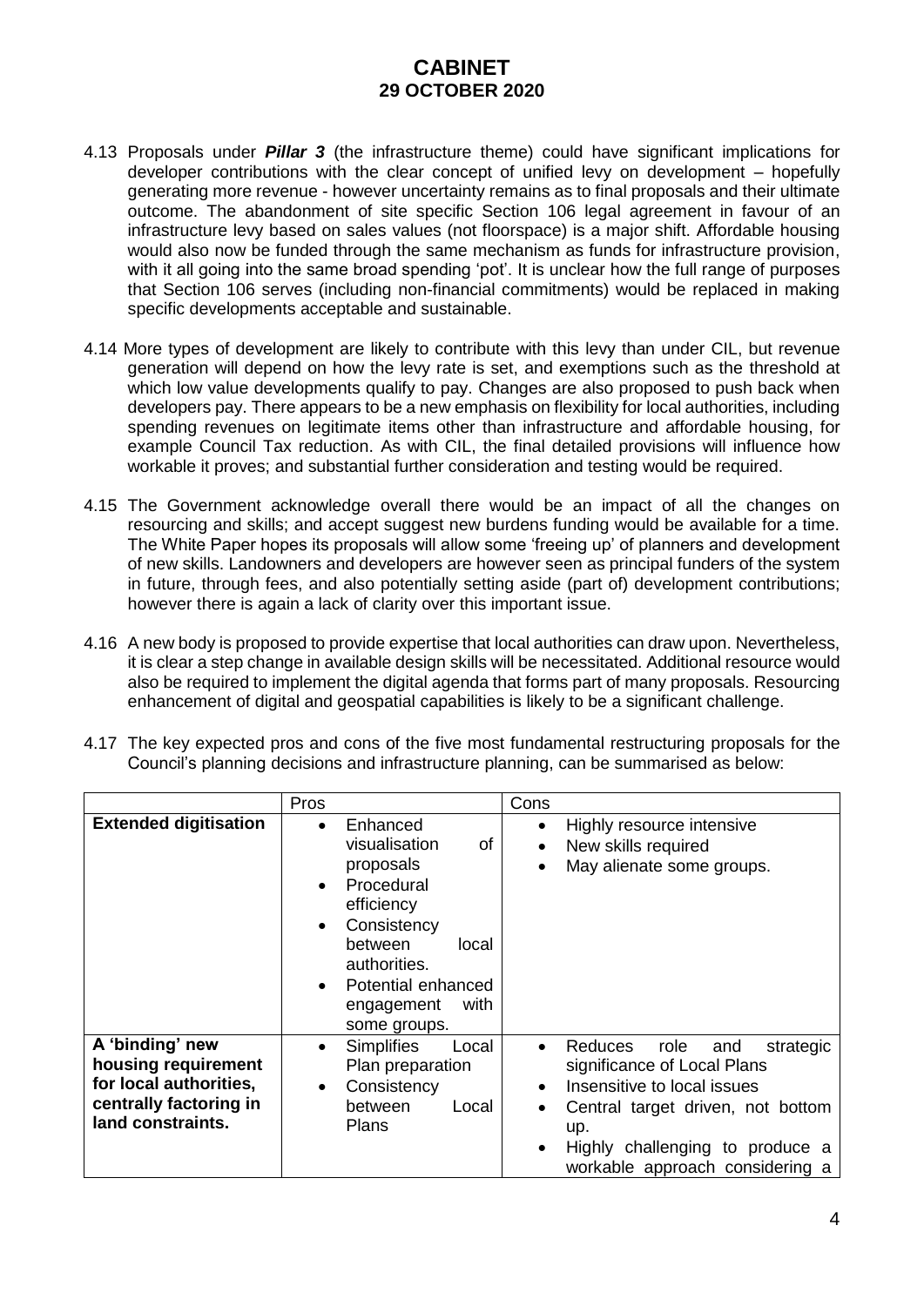4.13 Proposals under ***Pillar 3*** (the infrastructure theme) could have significant implications for developer contributions with the clear concept of unified levy on development – hopefully generating more revenue - however uncertainty remains as to final proposals and their ultimate outcome. The abandonment of site specific Section 106 legal agreement in favour of an infrastructure levy based on sales values (not floorspace) is a major shift. Affordable housing would also now be funded through the same mechanism as funds for infrastructure provision, with it all going into the same broad spending 'pot'. It is unclear how the full range of purposes that Section 106 serves (including non-financial commitments) would be replaced in making specific developments acceptable and sustainable.

4.14 More types of development are likely to contribute with this levy than under CIL, but revenue generation will depend on how the levy rate is set, and exemptions such as the threshold at which low value developments qualify to pay. Changes are also proposed to push back when developers pay. There appears to be a new emphasis on flexibility for local authorities, including spending revenues on legitimate items other than infrastructure and affordable housing, for example Council Tax reduction. As with CIL, the final detailed provisions will influence how workable it proves; and substantial further consideration and testing would be required.

4.15 The Government acknowledge overall there would be an impact of all the changes on resourcing and skills; and accept suggest new burdens funding would be available for a time. The White Paper hopes its proposals will allow some 'freeing up' of planners and development of new skills. Landowners and developers are however seen as principal funders of the system in future, through fees, and also potentially setting aside (part of) development contributions; however there is again a lack of clarity over this important issue.

4.16 A new body is proposed to provide expertise that local authorities can draw upon. Nevertheless, it is clear a step change in available design skills will be necessitated. Additional resource would also be required to implement the digital agenda that forms part of many proposals. Resourcing enhancement of digital and geospatial capabilities is likely to be a significant challenge.

4.17 The key expected pros and cons of the five most fundamental restructuring proposals for the Council's planning decisions and infrastructure planning, can be summarised as below:

| | Pros | Cons |
|---|---|---|
| **Extended digitisation** | • Enhanced visualisation of proposals<br>• Procedural efficiency<br>• Consistency between local authorities.<br>• Potential enhanced engagement with some groups. | • Highly resource intensive<br>• New skills required<br>• May alienate some groups. |
| **A 'binding' new housing requirement for local authorities, centrally factoring in land constraints.** | • Simplifies Local Plan preparation<br>• Consistency between Local Plans | • Reduces role and strategic significance of Local Plans<br>• Insensitive to local issues<br>• Central target driven, not bottom up.<br>• Highly challenging to produce a workable approach considering a |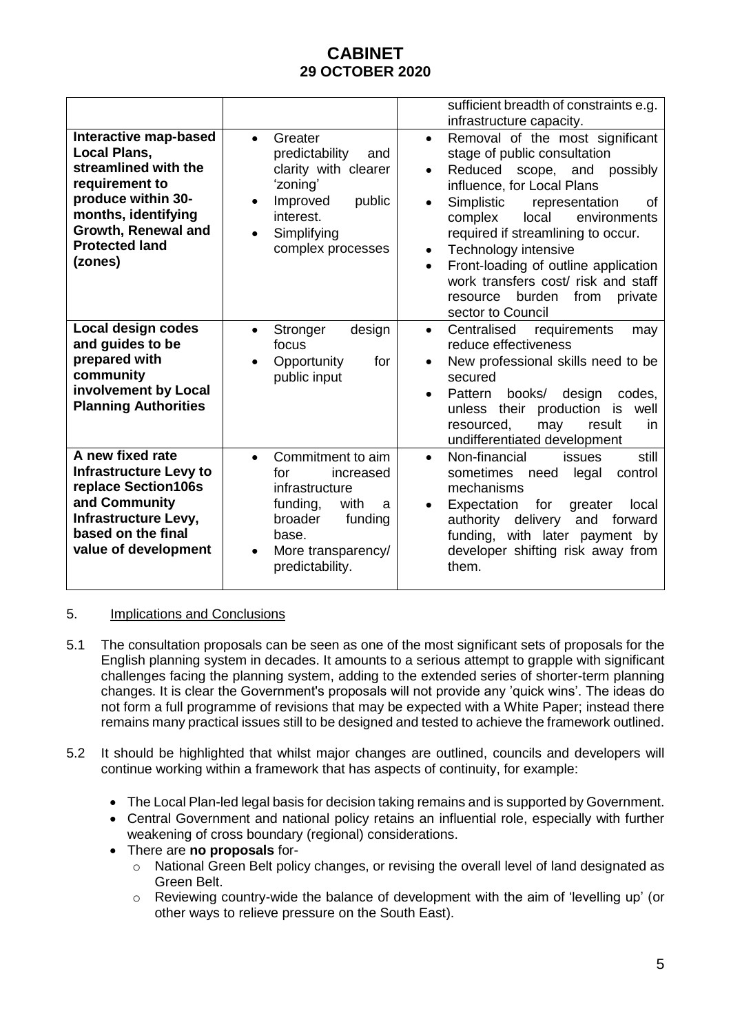| | | |
|---|---|---|
| | | sufficient breadth of constraints e.g. infrastructure capacity. |
| **Interactive map-based Local Plans, streamlined with the requirement to produce within 30-months, identifying Growth, Renewal and Protected land (zones)** | • Greater predictability and clarity with clearer 'zoning'<br>• Improved public interest.<br>• Simplifying complex processes | • Removal of the most significant stage of public consultation<br>• Reduced scope, and possibly influence, for Local Plans<br>• Simplistic representation of complex local environments required if streamlining to occur.<br>• Technology intensive<br>• Front-loading of outline application work transfers cost/ risk and staff resource burden from private sector to Council |
| **Local design codes and guides to be prepared with community involvement by Local Planning Authorities** | • Stronger design focus<br>• Opportunity for public input | • Centralised requirements may reduce effectiveness<br>• New professional skills need to be secured<br>• Pattern books/ design codes, unless their production is well resourced, may result in undifferentiated development |
| **A new fixed rate Infrastructure Levy to replace Section106s and Community Infrastructure Levy, based on the final value of development** | • Commitment to aim for increased infrastructure funding, with a broader funding base.<br>• More transparency/ predictability. | • Non-financial issues still sometimes need legal control mechanisms<br>• Expectation for greater local authority delivery and forward funding, with later payment by developer shifting risk away from them. |

## 5. Implications and Conclusions

5.1 The consultation proposals can be seen as one of the most significant sets of proposals for the English planning system in decades. It amounts to a serious attempt to grapple with significant challenges facing the planning system, adding to the extended series of shorter-term planning changes. It is clear the Government's proposals will not provide any 'quick wins'. The ideas do not form a full programme of revisions that may be expected with a White Paper; instead there remains many practical issues still to be designed and tested to achieve the framework outlined.

5.2 It should be highlighted that whilst major changes are outlined, councils and developers will continue working within a framework that has aspects of continuity, for example:

- The Local Plan-led legal basis for decision taking remains and is supported by Government.
- Central Government and national policy retains an influential role, especially with further weakening of cross boundary (regional) considerations.
- There are **no proposals** for-
  - National Green Belt policy changes, or revising the overall level of land designated as Green Belt.
  - Reviewing country-wide the balance of development with the aim of 'levelling up' (or other ways to relieve pressure on the South East).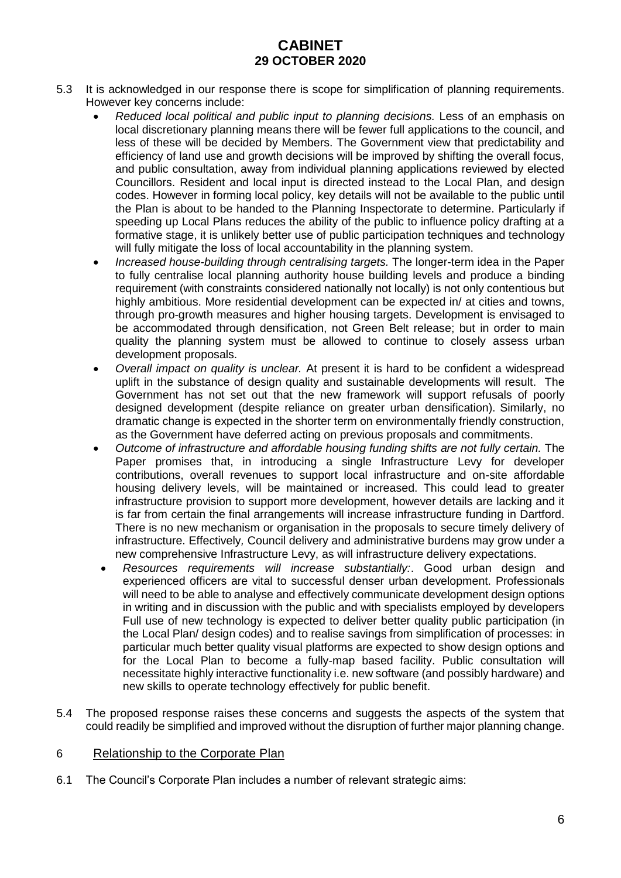5.3 It is acknowledged in our response there is scope for simplification of planning requirements. However key concerns include:

- *Reduced local political and public input to planning decisions.* Less of an emphasis on local discretionary planning means there will be fewer full applications to the council, and less of these will be decided by Members. The Government view that predictability and efficiency of land use and growth decisions will be improved by shifting the overall focus, and public consultation, away from individual planning applications reviewed by elected Councillors. Resident and local input is directed instead to the Local Plan, and design codes. However in forming local policy, key details will not be available to the public until the Plan is about to be handed to the Planning Inspectorate to determine. Particularly if speeding up Local Plans reduces the ability of the public to influence policy drafting at a formative stage, it is unlikely better use of public participation techniques and technology will fully mitigate the loss of local accountability in the planning system.
- *Increased house-building through centralising targets.* The longer-term idea in the Paper to fully centralise local planning authority house building levels and produce a binding requirement (with constraints considered nationally not locally) is not only contentious but highly ambitious. More residential development can be expected in/ at cities and towns, through pro-growth measures and higher housing targets. Development is envisaged to be accommodated through densification, not Green Belt release; but in order to main quality the planning system must be allowed to continue to closely assess urban development proposals.
- *Overall impact on quality is unclear.* At present it is hard to be confident a widespread uplift in the substance of design quality and sustainable developments will result. The Government has not set out that the new framework will support refusals of poorly designed development (despite reliance on greater urban densification). Similarly, no dramatic change is expected in the shorter term on environmentally friendly construction, as the Government have deferred acting on previous proposals and commitments.
- *Outcome of infrastructure and affordable housing funding shifts are not fully certain.* The Paper promises that, in introducing a single Infrastructure Levy for developer contributions, overall revenues to support local infrastructure and on-site affordable housing delivery levels, will be maintained or increased. This could lead to greater infrastructure provision to support more development, however details are lacking and it is far from certain the final arrangements will increase infrastructure funding in Dartford. There is no new mechanism or organisation in the proposals to secure timely delivery of infrastructure. Effectively*,* Council delivery and administrative burdens may grow under a new comprehensive Infrastructure Levy, as will infrastructure delivery expectations.
- *Resources requirements will increase substantially:*. Good urban design and experienced officers are vital to successful denser urban development. Professionals will need to be able to analyse and effectively communicate development design options in writing and in discussion with the public and with specialists employed by developers Full use of new technology is expected to deliver better quality public participation (in the Local Plan/ design codes) and to realise savings from simplification of processes: in particular much better quality visual platforms are expected to show design options and for the Local Plan to become a fully-map based facility. Public consultation will necessitate highly interactive functionality i.e. new software (and possibly hardware) and new skills to operate technology effectively for public benefit.

5.4 The proposed response raises these concerns and suggests the aspects of the system that could readily be simplified and improved without the disruption of further major planning change.

## 6 Relationship to the Corporate Plan

6.1 The Council's Corporate Plan includes a number of relevant strategic aims: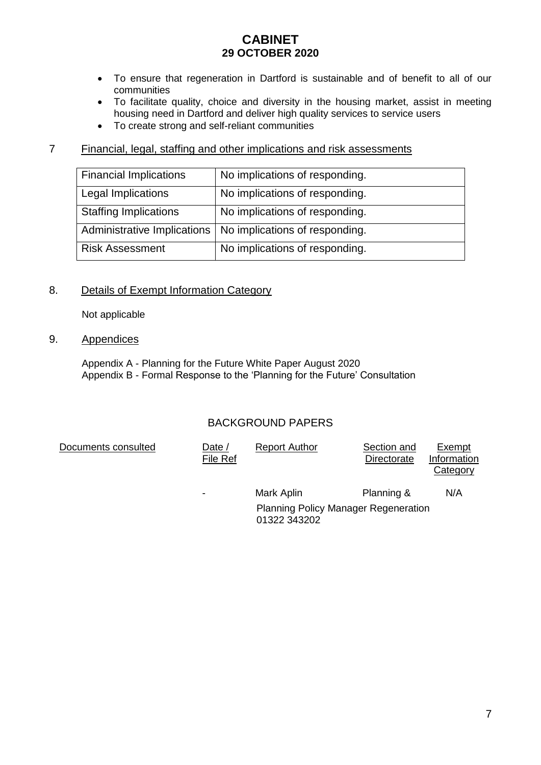- To ensure that regeneration in Dartford is sustainable and of benefit to all of our communities
- To facilitate quality, choice and diversity in the housing market, assist in meeting housing need in Dartford and deliver high quality services to service users
- To create strong and self-reliant communities

## 7 Financial, legal, staffing and other implications and risk assessments

| | |
|---|---|
| Financial Implications | No implications of responding. |
| Legal Implications | No implications of responding. |
| Staffing Implications | No implications of responding. |
| Administrative Implications | No implications of responding. |
| Risk Assessment | No implications of responding. |

## 8. Details of Exempt Information Category

Not applicable

## 9. Appendices

Appendix A - Planning for the Future White Paper August 2020
Appendix B - Formal Response to the 'Planning for the Future' Consultation

## BACKGROUND PAPERS

| Documents consulted | Date / File Ref | Report Author | Section and Directorate | Exempt Information Category |
|---|---|---|---|---|
| | - | Mark Aplin Planning Policy Manager 01322 343202 | Planning & Regeneration | N/A |